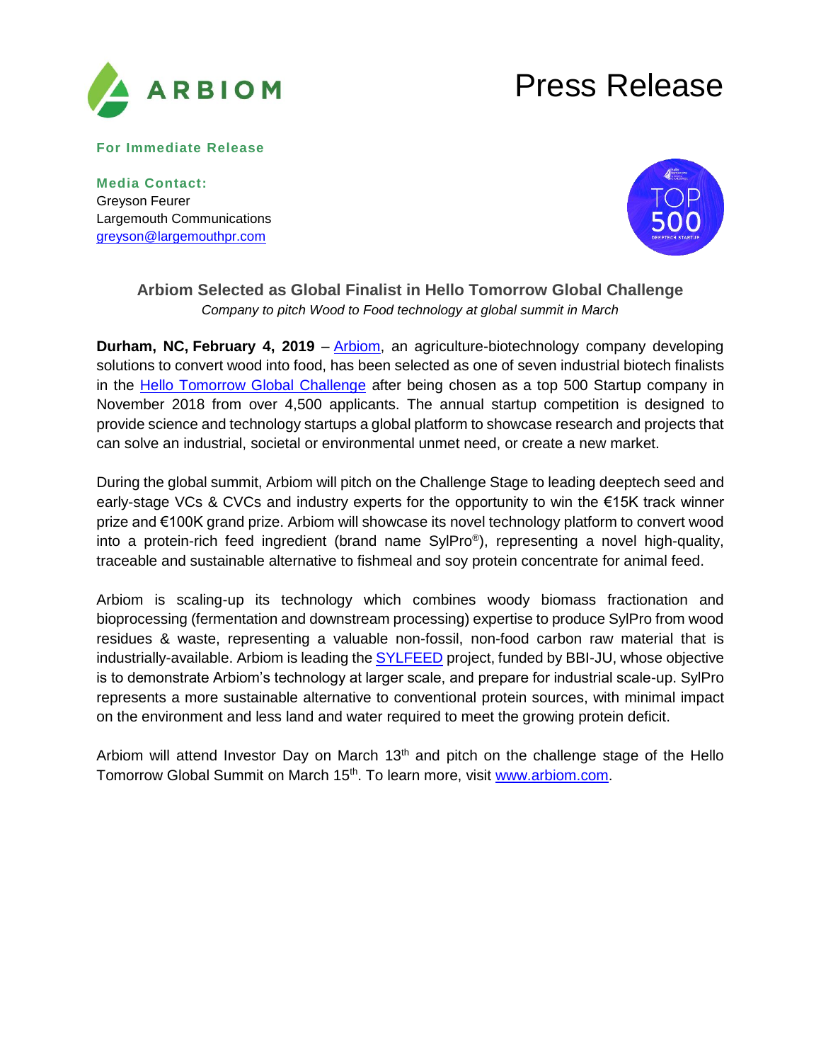ARBIOM

# Press Release

**For Immediate Release**

**Media Contact:**
Greyson Feurer
Largemouth Communications
greyson@largemouthpr.com

## Arbiom Selected as Global Finalist in Hello Tomorrow Global Challenge

*Company to pitch Wood to Food technology at global summit in March*

**Durham, NC, February 4, 2019** – Arbiom, an agriculture-biotechnology company developing solutions to convert wood into food, has been selected as one of seven industrial biotech finalists in the Hello Tomorrow Global Challenge after being chosen as a top 500 Startup company in November 2018 from over 4,500 applicants. The annual startup competition is designed to provide science and technology startups a global platform to showcase research and projects that can solve an industrial, societal or environmental unmet need, or create a new market.

During the global summit, Arbiom will pitch on the Challenge Stage to leading deeptech seed and early-stage VCs & CVCs and industry experts for the opportunity to win the €15K track winner prize and €100K grand prize. Arbiom will showcase its novel technology platform to convert wood into a protein-rich feed ingredient (brand name SylPro®), representing a novel high-quality, traceable and sustainable alternative to fishmeal and soy protein concentrate for animal feed.

Arbiom is scaling-up its technology which combines woody biomass fractionation and bioprocessing (fermentation and downstream processing) expertise to produce SylPro from wood residues & waste, representing a valuable non-fossil, non-food carbon raw material that is industrially-available. Arbiom is leading the SYLFEED project, funded by BBI-JU, whose objective is to demonstrate Arbiom's technology at larger scale, and prepare for industrial scale-up. SylPro represents a more sustainable alternative to conventional protein sources, with minimal impact on the environment and less land and water required to meet the growing protein deficit.

Arbiom will attend Investor Day on March 13th and pitch on the challenge stage of the Hello Tomorrow Global Summit on March 15th. To learn more, visit www.arbiom.com.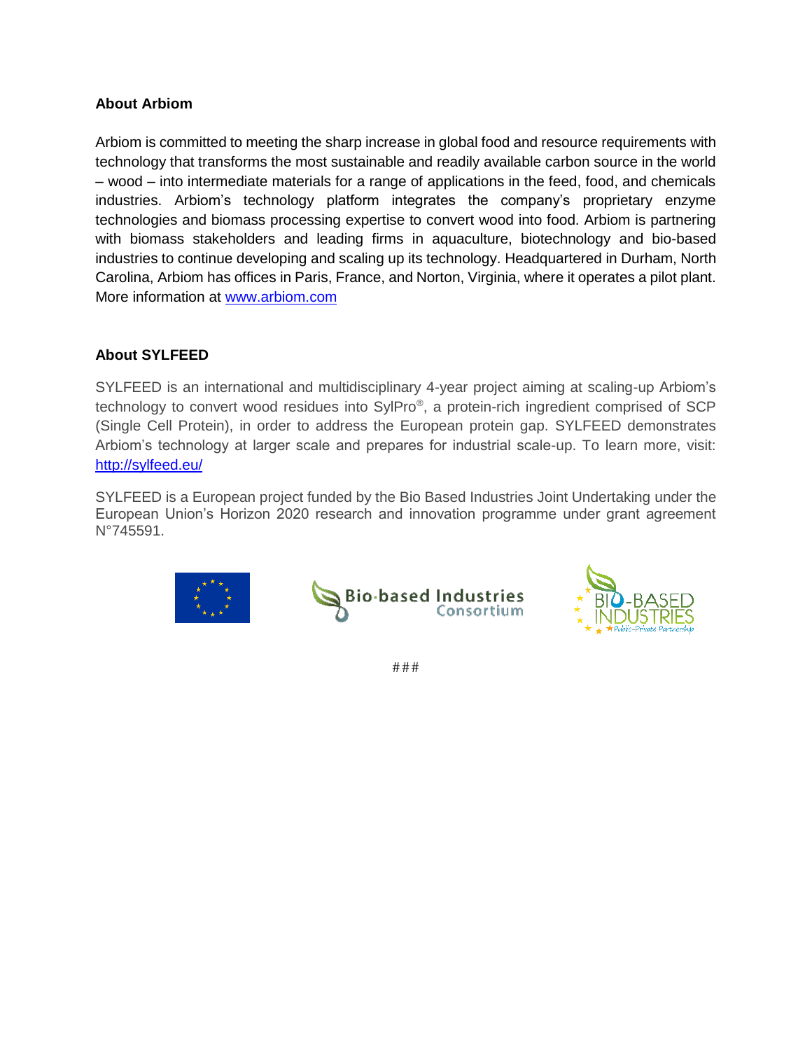**About Arbiom**

Arbiom is committed to meeting the sharp increase in global food and resource requirements with technology that transforms the most sustainable and readily available carbon source in the world – wood – into intermediate materials for a range of applications in the feed, food, and chemicals industries. Arbiom's technology platform integrates the company's proprietary enzyme technologies and biomass processing expertise to convert wood into food. Arbiom is partnering with biomass stakeholders and leading firms in aquaculture, biotechnology and bio-based industries to continue developing and scaling up its technology. Headquartered in Durham, North Carolina, Arbiom has offices in Paris, France, and Norton, Virginia, where it operates a pilot plant. More information at [www.arbiom.com](http://www.arbiom.com)

**About SYLFEED**

SYLFEED is an international and multidisciplinary 4-year project aiming at scaling-up Arbiom's technology to convert wood residues into SylPro®, a protein-rich ingredient comprised of SCP (Single Cell Protein), in order to address the European protein gap. SYLFEED demonstrates Arbiom's technology at larger scale and prepares for industrial scale-up. To learn more, visit: [http://sylfeed.eu/](http://sylfeed.eu/)

SYLFEED is a European project funded by the Bio Based Industries Joint Undertaking under the European Union's Horizon 2020 research and innovation programme under grant agreement N°745591.

###